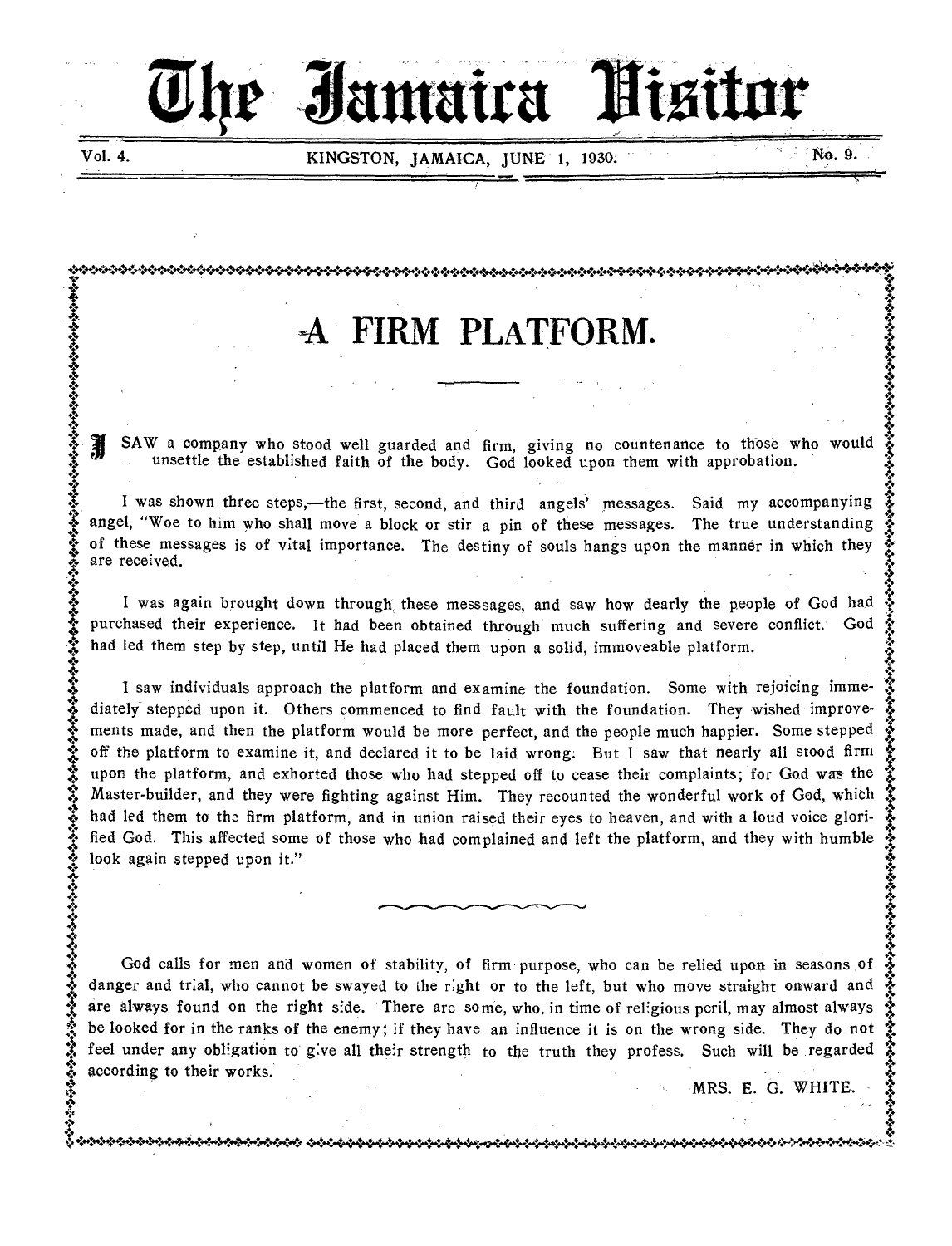# The Jamaica Visitor

Vol. 4. KINGSTON, JAMAICA, JUNE 1, 1930. No. 9.

## A FIRM PLATFORM.

I SAW a company who stood well guarded and firm, giving no countenance to those who would unsettle the established faith of the body. God looked upon them with approbation.

I was shown three steps,—the first, second, and third angels' messages. Said my accompanying angel, "Woe to him who shall move a block or stir a pin of these messages. The true understanding of these messages is of vital importance. The destiny of souls hangs upon the manner in which they are received.

I was again brought down through these messsages, and saw how dearly the people of God had purchased their experience. It had been obtained through much suffering and severe conflict. God had led them step by step, until He had placed them upon a solid, immoveable platform.

I saw individuals approach the platform and examine the foundation. Some with rejoicing immediately stepped upon it. Others commenced to find fault with the foundation. They wished improvements made, and then the platform would be more perfect, and the people much happier. Some stepped off the platform to examine it, and declared it to be laid wrong. But I saw that nearly all stood firm upon the platform, and exhorted those who had stepped off to cease their complaints; for God was the Master-builder, and they were fighting against Him. They recounted the wonderful work of God, which had led them to the firm platform, and in union raised their eyes to heaven, and with a loud voice glorified God. This affected some of those who had complained and left the platform, and they with humble look again stepped upon it."

God calls for men and women of stability, of firm purpose, who can be relied upon in seasons of danger and trial, who cannot be swayed to the right or to the left, but who move straight onward and are always found on the right side. There are some, who, in time of religious peril, may almost always be looked for in the ranks of the enemy; if they have an influence it is on the wrong side. They do not feel under any obligation to give all their strength to the truth they profess. Such will be regarded according to their works.

MRS. E. G. WHITE.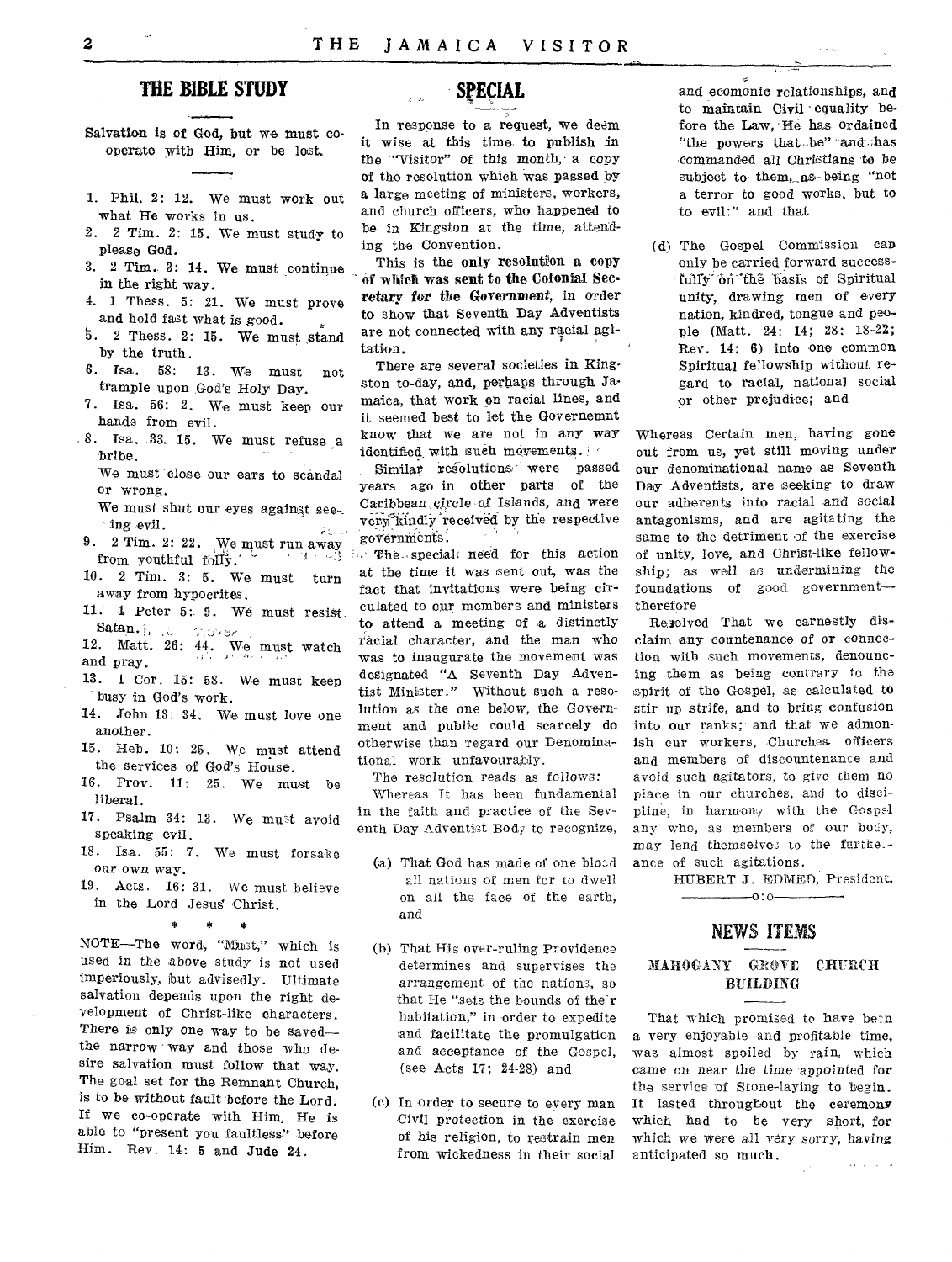## THE BIBLE STUDY

Salvation is of God, but we must co-operate with Him, or be lost.

1. Phil. 2: 12. We must work out what He works in us.
2. 2 Tim. 2: 15. We must study to please God.
3. 2 Tim. 3: 14. We must continue in the right way.
4. 1 Thess. 5: 21. We must prove and hold fast what is good.
5. 2 Thess. 2: 15. We must stand by the truth.
6. Isa. 58: 13. We must not trample upon God's Holy Day.
7. Isa. 56: 2. We must keep our hands from evil.
8. Isa. 33. 15. We must refuse a bribe.
   We must close our ears to scandal or wrong.
   We must shut our eyes against seeing evil.
9. 2 Tim. 2: 22. We must run away from youthful folly.
10. 2 Tim. 3: 5. We must turn away from hypocrites.
11. 1 Peter 5: 9. We must resist Satan.
12. Matt. 26: 44. We must watch and pray.
13. 1 Cor. 15: 58. We must keep busy in God's work.
14. John 13: 34. We must love one another.
15. Heb. 10: 25. We must attend the services of God's House.
16. Prov. 11: 25. We must be liberal.
17. Psalm 34: 13. We must avoid speaking evil.
18. Isa. 55: 7. We must forsake our own way.
19. Acts. 16: 31. We must believe in the Lord Jesus Christ.

\* \* \*

NOTE—The word, "Must," which is used in the above study is not used imperiously, but advisedly. Ultimate salvation depends upon the right development of Christ-like characters. There is only one way to be saved—the narrow way and those who desire salvation must follow that way. The goal set for the Remnant Church, is to be without fault before the Lord. If we co-operate with Him, He is able to "present you faultless" before Him. Rev. 14: 5 and Jude 24.

## SPECIAL

In response to a request, we deem it wise at this time to publish in the "Visitor" of this month, a copy of the resolution which was passed by a large meeting of ministers, workers, and church officers, who happened to be in Kingston at the time, attending the Convention.

This is the **only resolution a copy of which was sent to the Colonial Secretary for the Government,** in order to show that Seventh Day Adventists are not connected with any racial agitation.

There are several societies in Kingston to-day, and, perhaps through Jamaica, that work on racial lines, and it seemed best to let the Governemnt know that we are not in any way identified with such movements.

Similar resolutions were passed years ago in other parts of the Caribbean circle of Islands, and were very kindly received by the respective governments.

The special need for this action at the time it was sent out, was the fact that invitations were being circulated to our members and ministers to attend a meeting of a distinctly racial character, and the man who was to inaugurate the movement was designated "A Seventh Day Adventist Minister." Without such a resolution as the one below, the Government and public could scarcely do otherwise than regard our Denominational work unfavourably.

The resolution reads as follows:

Whereas It has been fundamental in the faith and practice of the Seventh Day Adventist Body to recognize,

(a) That God has made of one blood all nations of men for to dwell on all the face of the earth, and

(b) That His over-ruling Providence determines and supervises the arrangement of the nations, so that He "sets the bounds of their habitation," in order to expedite and facilitate the promulgation and acceptance of the Gospel, (see Acts 17: 24-28) and

(c) In order to secure to every man Civil protection in the exercise of his religion, to restrain men from wickedness in their social and ecomonic relationships, and to maintain Civil equality before the Law, He has ordained "the powers that be" and has commanded all Christians to be subject to them, as being "not a terror to good works, but to to evil:" and that

(d) The Gospel Commission can only be carried forward successfully on the basis of Spiritual unity, drawing men of every nation, kindred, tongue and people (Matt. 24: 14; 28: 18-22; Rev. 14: 6) into one common Spiritual fellowship without regard to racial, national social or other prejudice; and

Whereas Certain men, having gone out from us, yet still moving under our denominational name as Seventh Day Adventists, are seeking to draw our adherents into racial and social antagonisms, and are agitating the same to the detriment of the exercise of unity, love, and Christ-like fellowship; as well as undermining the foundations of good government—therefore

Resolved That we earnestly disclaim any countenance of or connection with such movements, denouncing them as being contrary to the spirit of the Gospel, as calculated to stir up strife, and to bring confusion into our ranks; and that we admonish our workers, Churches officers and members of discountenance and avoid such agitators, to give them no place in our churches, and to discipline, in harmony with the Gospel any who, as members of our body, may lend themselves to the furtherance of such agitations.

HUBERT J. EDMED, President.

## NEWS ITEMS

### MAHOGANY GROVE CHURCH BUILDING

That which promised to have been a very enjoyable and profitable time, was almost spoiled by rain, which came on near the time appointed for the service of Stone-laying to begin. It lasted throughout the ceremony which had to be very short, for which we were all very sorry, having anticipated so much.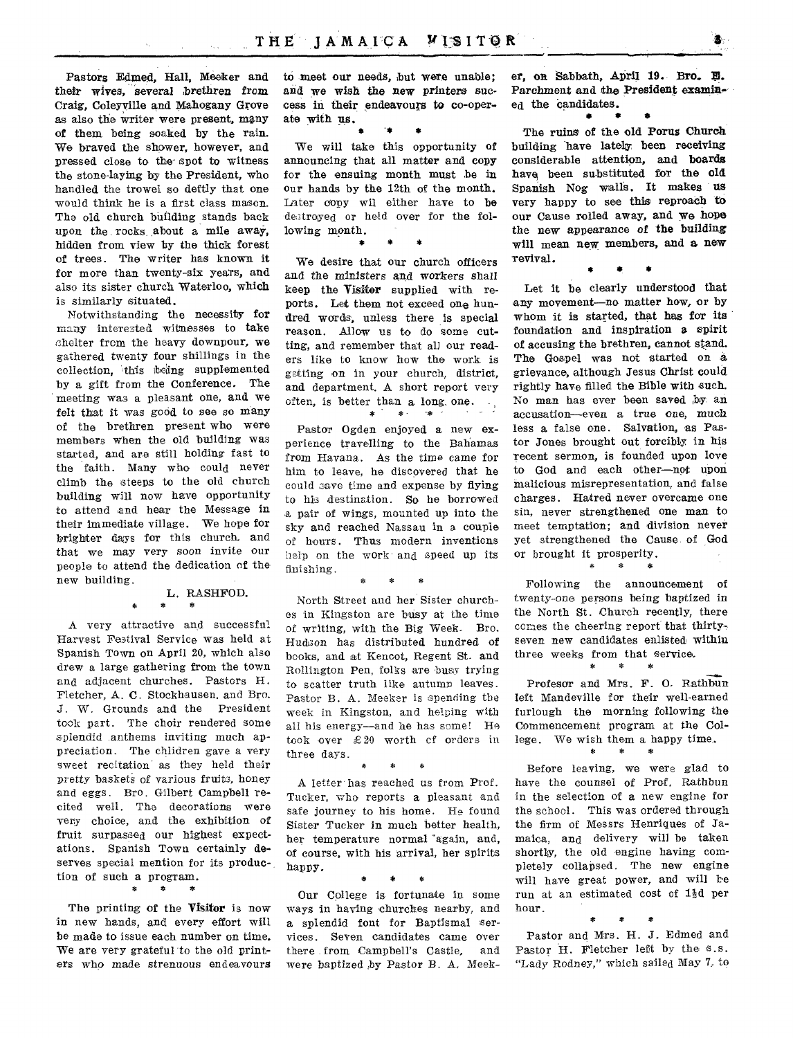Pastors Edmed, Hall, Meeker and their wives, several brethren from Craig, Coleyville and Mahogany Grove as also the writer were present, many of them being soaked by the rain. We braved the shower, however, and pressed close to the spot to witness the stone-laying by the President, who handled the trowel so deftly that one would think he is a first class mason. The old church building stands back upon the rocks about a mile away, hidden from view by the thick forest of trees. The writer has known it for more than twenty-six years, and also its sister church Waterloo, which is similarly situated.

Notwithstanding the necessity for many interested witnesses to take shelter from the heavy downpour, we gathered twenty four shillings in the collection, this being supplemented by a gift from the Conference. The meeting was a pleasant one, and we felt that it was good to see so many of the brethren present who were members when the old building was started, and are still holding fast to the faith. Many who could never climb the steeps to the old church building will now have opportunity to attend and hear the Message in their immediate village. We hope for brighter days for this church and that we may very soon invite our people to attend the dedication of the new building.

L. RASHFOD.

\* \* \*

A very attractive and successful Harvest Festival Service was held at Spanish Town on April 20, which also drew a large gathering from the town and adjacent churches. Pastors H. Fletcher, A. C. Stockhausen, and Bro. J. W. Grounds and the President took part. The choir rendered some splendid anthems inviting much appreciation. The children gave a very sweet recitation as they held their pretty baskets of various fruits, honey and eggs. Bro. Gilbert Campbell recited well. The decorations were very choice, and the exhibition of fruit surpassed our highest expectations. Spanish Town certainly deserves special mention for its production of such a program.

\* \* \*

The printing of the **Visitor** is now in new hands, and every effort will be made to issue each number on time. We are very grateful to the old printers who made strenuous endeavours to meet our needs, but were unable; and we wish the new printers success in their endeavours to co-operate with us.

\* \* \*

We will take this opportunity of announcing that all matter and copy for the ensuing month must be in our hands by the 12th of the month. Later copy wil either have to be destroyed or held over for the following month.

\* \* \*

We desire that our church officers and the ministers and workers shall keep the **Visitor** supplied with reports. Let them not exceed one hundred words, unless there is special reason. Allow us to do some cutting, and remember that all our readers like to know how the work is getting on in your church, district, and department. A short report very often, is better than a long one.

\* \* \*

Pastor Ogden enjoyed a new experience travelling to the Bahamas from Havana. As the time came for him to leave, he discovered that he could save time and expense by flying to his destination. So he borrowed a pair of wings, mounted up into the sky and reached Nassau in a couple of hours. Thus modern inventions help on the work and speed up its finishing.

\* \* \*

North Street and her Sister churches in Kingston are busy at the time of writing, with the Big Week. Bro. Hudson has distributed hundred of books, and at Kencot, Regent St. and Rollington Pen, folks are busy trying to scatter truth like autumn leaves. Pastor B. A. Meeker is spending the week in Kingston, and helping with all his energy—and he has some! He took over £20 worth of orders in three days.

\* \* \*

A letter has reached us from Prof. Tucker, who reports a pleasant and safe journey to his home. He found Sister Tucker in much better health, her temperature normal again, and, of course, with his arrival, her spirits happy.

\* \* \*

Our College is fortunate in some ways in having churches nearby, and a splendid font for Baptismal services. Seven candidates came over there from Campbell's Castle, and were baptized by Pastor B. A. Meeker, on Sabbath, April 19. Bro. E. Parchment and the President examined the candidates.

\* \* \*

The ruins of the old Porus Church building have lately been receiving considerable attention, and boards have been substituted for the old Spanish Nog walls. It makes us very happy to see this reproach to our Cause rolled away, and we hope the new appearance of the building will mean new members, and a new revival.

\* \* \*

Let it be clearly understood that any movement—no matter how, or by whom it is started, that has for its foundation and inspiration a spirit of accusing the brethren, cannot stand. The Gospel was not started on a grievance, although Jesus Christ could rightly have filled the Bible with such. No man has ever been saved by an accusation—even a true one, much less a false one. Salvation, as Pastor Jones brought out forcibly in his recent sermon, is founded upon love to God and each other—not upon malicious misrepresentation, and false charges. Hatred never overcame one sin, never strengthened one man to meet temptation; and division never yet strengthened the Cause of God or brought it prosperity.

\* \* \*

Following the announcement of twenty-one persons being baptized in the North St. Church recently, there comes the cheering report that thirty-seven new candidates enlisted within three weeks from that service.

\* \* \*

Profesor and Mrs. F. O. Rathbun left Mandeville for their well-earned furlough the morning following the Commencement program at the College. We wish them a happy time.

\* \* \*

Before leaving, we were glad to have the counsel of Prof. Rathbun in the selection of a new engine for the school. This was ordered through the firm of Messrs Henriques of Jamaica, and delivery will be taken shortly, the old engine having completely collapsed. The new engine will have great power, and will be run at an estimated cost of 1½d per hour.

\* \* \*

Pastor and Mrs. H. J. Edmed and Pastor H. Fletcher left by the s.s. "Lady Rodney," which sailed May 7, to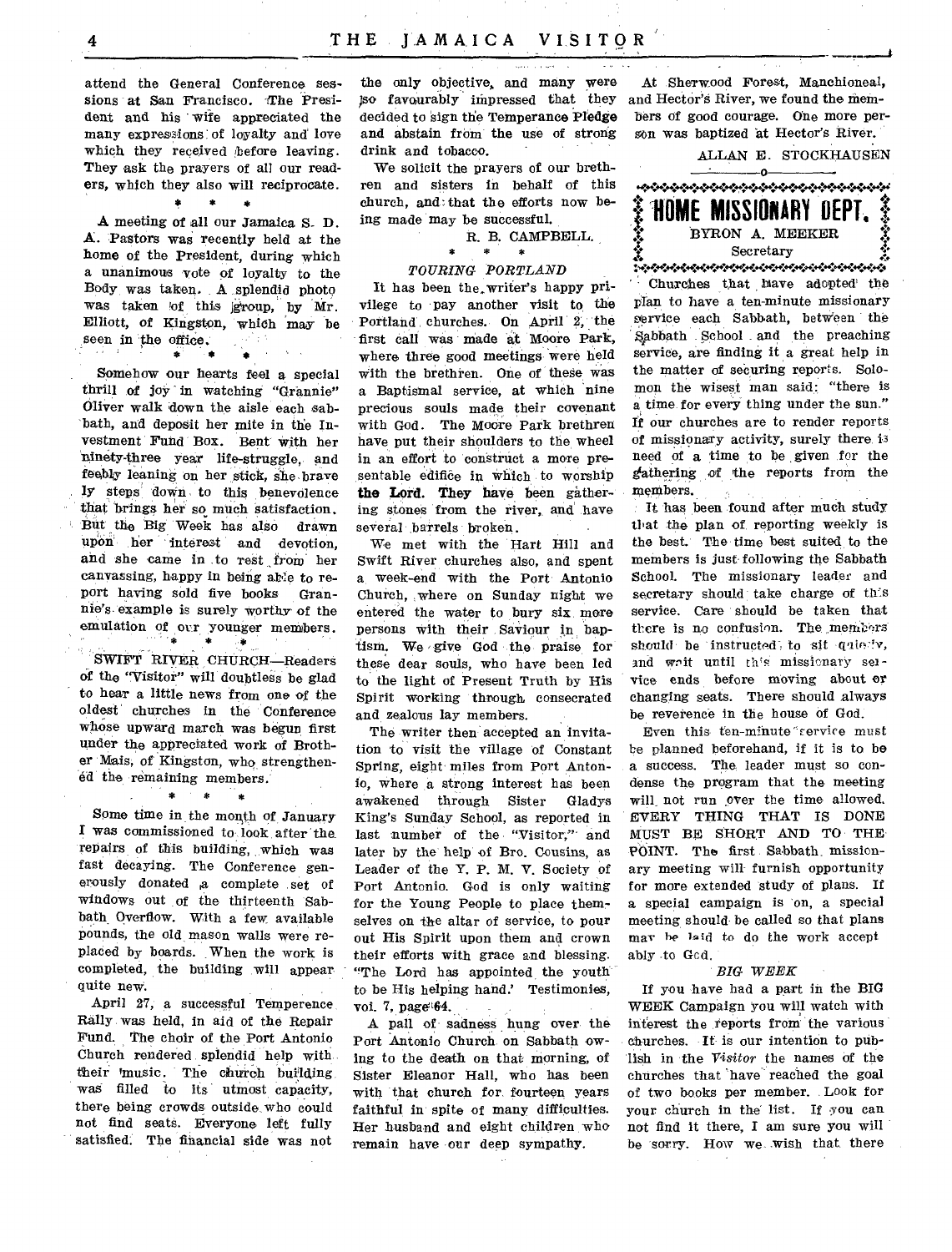attend the General Conference sessions at San Francisco. The President and his wife appreciated the many expressions of loyalty and love which they received before leaving. They ask the prayers of all our readers, which they also will reciprocate.

\* \* \*

A meeting of all our Jamaica S. D. A. Pastors was recently held at the home of the President, during which a unanimous vote of loyalty to the Body was taken. A splendid photo was taken of this group, by Mr. Elliott, of Kingston, which may be seen in the office.

\* \* \*

Somehow our hearts feel a special thrill of joy in watching "Grannie" Oliver walk down the aisle each sabbath, and deposit her mite in the Investment Fund Box. Bent with her ninety-three year life-struggle, and feebly leaning on her stick, she bravely steps down to this benevolence that brings her so much satisfaction. But the Big Week has also drawn upon her interest and devotion, and she came in to rest from her canvassing, happy in being able to report having sold five books. Grannie's example is surely worthy of the emulation of our younger members.

\* \* \*

SWIFT RIVER CHURCH—Readers of the "Visitor" will doubtless be glad to hear a little news from one of the oldest churches in the Conference whose upward march was begun first under the appreciated work of Brother Mais, of Kingston, who strengthened the remaining members.

\* \* \*

Some time in the month of January I was commissioned to look after the repairs of this building, which was fast decaying. The Conference generously donated a complete set of windows out of the thirteenth Sabbath Overflow. With a few available pounds, the old mason walls were replaced by boards. When the work is completed, the building will appear quite new.

April 27, a successful Temperence Rally was held, in aid of the Repair Fund. The choir of the Port Antonio Church rendered splendid help with their music. The church building was filled to its utmost capacity, there being crowds outside who could not find seats. Everyone left fully satisfied. The financial side was not the only objective, and many were so favourably impressed that they decided to sign the Temperance Pledge and abstain from the use of strong drink and tobacco.

We solicit the prayers of our brethren and sisters in behalf of this church, and that the efforts now being made may be successful.

R. B. CAMPBELL.

\* \* \*

*TOURING PORTLAND*

It has been the writer's happy privilege to pay another visit to the Portland churches. On April 2, the first call was made at Moore Park, where three good meetings were held with the brethren. One of these was a Baptismal service, at which nine precious souls made their covenant with God. The Moore Park brethren have put their shoulders to the wheel in an effort to construct a more presentable edifice in which to worship **the Lord. They have** been gathering stones from the river, and have several barrels broken.

We met with the Hart Hill and Swift River churches also, and spent a week-end with the Port Antonio Church, where on Sunday night we entered the water to bury six more persons with their Saviour in baptism. We give God the praise for these dear souls, who have been led to the light of Present Truth by His Spirit working through consecrated and zealous lay members.

The writer then accepted an invitation to visit the village of Constant Spring, eight miles from Port Antonio, where a strong interest has been awakened through Sister Gladys King's Sunday School, as reported in last number of the "Visitor," and later by the help of Bro. Cousins, as Leader of the Y. P. M. V. Society of Port Antonio. God is only waiting for the Young People to place themselves on the altar of service, to pour out His Spirit upon them and crown their efforts with grace and blessing. "The Lord has appointed the youth to be His helping hand.' Testimonies, vol. 7, page 64.

A pall of sadness hung over the Port Antonio Church on Sabbath owing to the death on that morning, of Sister Eleanor Hall, who has been with that church for fourteen years faithful in spite of many difficulties. Her husband and eight children who remain have our deep sympathy.

At Sherwood Forest, Manchioneal, and Hector's River, we found the members of good courage. One more person was baptized at Hector's River.

ALLAN E. STOCKHAUSEN

## HOME MISSIONARY DEPT.

BYRON A. MEEKER
Secretary

Churches that have adopted the plan to have a ten-minute missionary service each Sabbath, between the Sabbath School and the preaching service, are finding it a great help in the matter of securing reports. Solomon the wisest man said: "there is a time for every thing under the sun." If our churches are to render reports of missionary activity, surely there is need of a time to be given for the gathering of the reports from the members.

It has been found after much study that the plan of reporting weekly is the best. The time best suited to the members is just following the Sabbath School. The missionary leader and secretary should take charge of this service. Care should be taken that there is no confusion. The members should be instructed to sit quietly, and wait until this missionary service ends before moving about or changing seats. There should always be reverence in the house of God.

Even this ten-minute service must be planned beforehand, if it is to be a success. The leader must so condense the program that the meeting will not run over the time allowed. EVERY THING THAT IS DONE MUST BE SHORT AND TO THE POINT. The first Sabbath missionary meeting will furnish opportunity for more extended study of plans. If a special campaign is on, a special meeting should be called so that plans may be laid to do the work acceptably to God.

*BIG WEEK*

If you have had a part in the BIG WEEK Campaign you will watch with interest the reports from the various churches. It is our intention to publish in the *Visitor* the names of the churches that have reached the goal of two books per member. Look for your church in the list. If you can not find it there, I am sure you will be sorry. How we wish that there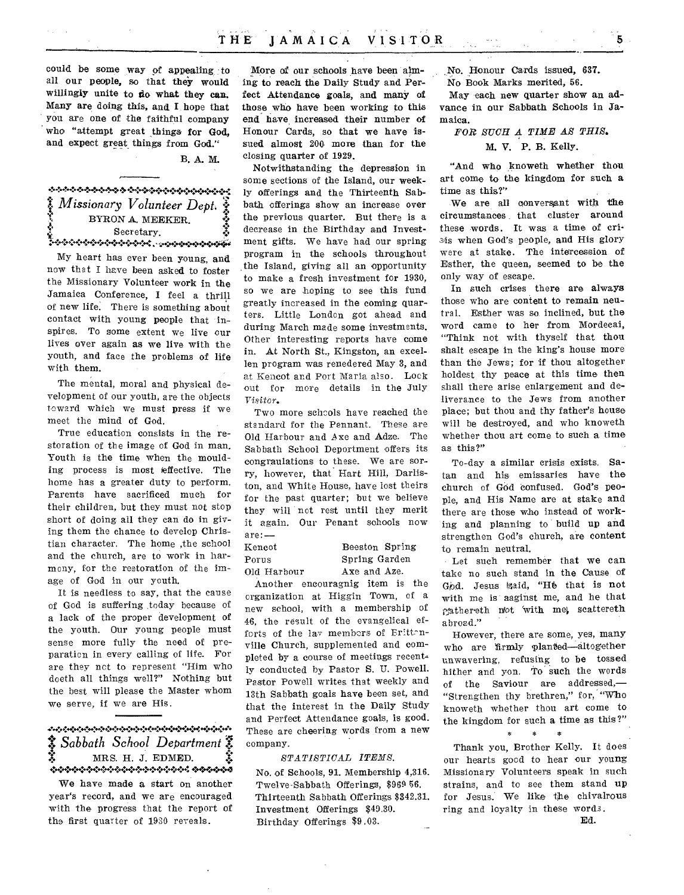could be some way of appealing to all our people, so that they would willingly unite to do what they can. Many are doing this, and I hope that you are one of the faithful company who "attempt great things for God, and expect great things from God."

B. A. M.

## *Missionary Volunteer Dept.*

BYRON A. MEEKER.
Secretary.

My heart has ever been young, and now that I have been asked to foster the Missionary Volunteer work in the Jamaica Conference, I feel a thrill of new life. There is something about contact with young people that inspires. To some extent we live our lives over again as we live with the youth, and face the problems of life with them.

The mental, moral and physical development of our youth, are the objects toward which we must press if we meet the mind of God.

True education consists in the restoration of the image of God in man. Youth is the time when the moulding process is most effective. The home has a greater duty to perform. Parents have sacrificed much for their children, but they must not stop short of doing all they can do in giving them the chance to develop Christian character. The home ,the school and the church, are to work in harmony, for the restoration of the image of God in our youth.

It is needless to say, that the cause of God is suffering today because of a lack of the proper development of the youth. Our young people must sense more fully the need of preparation in every calling of life. For are they not to represent "Him who doeth all things well?" Nothing but the best will please the Master whom we serve, if we are His.

## *Sabbath School Department*

MRS. H. J. EDMED.

We have made a start on another year's record, and we are encouraged with the progress that the report of the first quarter of 1930 reveals.

More of our schools have been aiming to reach the Daily Study and Perfect Attendance goals, and many of those who have been working to this end have increased their number of Honour Cards, so that we have issued almost 200 more than for the closing quarter of 1929.

Notwithstanding the depression in some sections of the Island, our weekly offerings and the Thirteenth Sabbath offerings show an increase over the previous quarter. But there is a decrease in the Birthday and Investment gifts. We have had our spring program in the schools throughout the Island, giving all an opportunity to make a fresh investment for 1930, so we are hoping to see this fund greatly increased in the coming quarters. Little London got ahead and during March made some investments. Other interesting reports have come in. At North St., Kingston, an excellen program was renedered May 3, and at Kencot and Port Maria also. Look out for more details in the July *Visitor*.

Two more schools have reached the standard for the Pennant. These are Old Harbour and Axe and Adze. The Sabbath School Deportment offers its congraulations to these. We are sorry, however, that Hart Hill, Darliston, and White House, have lost theirs for the past quarter; but we believe they will not rest until they merit it again. Our Penant schools now are:—

| | |
|---|---|
| Kencot | Beeston Spring |
| Porus | Spring Garden |
| Old Harbour | Axe and Aze. |

Another encouragnig item is the organization at Higgin Town, of a new school, with a membership of 46, the result of the evangelical efforts of the lay members of Brittonville Church, supplemented and completed by a course of meetings recently conducted by Pastor S. U. Powell. Pastor Powell writes that weekly and 13th Sabbath goals have been set, and that the interest in the Daily Study and Perfect Attendance goals, is good. These are cheering words from a new company.

### *STATISTICAL ITEMS.*

No. of Schools, 91. Membership 4,316.
Twelve-Sabbath Offerings, $969 56.
Thirteenth Sabbath Offerings $342.31.
Investment Offerings $49.30.
Birthday Offerings $9.03.
No. Honour Cards issued, 637.
No Book Marks merited, 56.

May each new quarter show an advance in our Sabbath Schools in Jamaica.

### *FOR SUCH A TIME AS THIS.*

M. V. P. B. Kelly.

"And who knoweth whether thou art come to the kingdom for such a time as this?"

We are all conversant with the circumstances that cluster around these words. It was a time of crisis when God's people, and His glory were at stake. The intercession of Esther, the queen, seemed to be the only way of escape.

In such crises there are always those who are content to remain neutral. Esther was so inclined, but the word came to her from Mordecai, "Think not with thyself that thou shalt escape in the king's house more than the Jews; for if thou altogether holdest thy peace at this time then shall there arise enlargement and deliverance to the Jews from another place; but thou and thy father's house will be destroyed, and who knoweth whether thou art come to such a time as this?"

To-day a similar crisis exists. Satan and his emissaries have the church of God confused. God's people, and His Name are at stake and there are those who instead of working and planning to build up and strengthen God's church, are content to remain neutral.

Let such remember that we can take no such stand in the Cause of God. Jesus said, "He that is not with me is aaginst me, and he that gathereth not with me, scattereth abroad."

However, there are some, yes, many who are firmly planted—altogether unwavering, refusing to be tossed hither and yon. To such the words of the Saviour are addressed,—"Strengthen thy brethren," for, "Who knoweth whether thou art come to the kingdom for such a time as this?"

\* \* \*

Thank you, Brother Kelly. It does our hearts good to hear our young Missionary Volunteers speak in such strains, and to see them stand up for Jesus. We like the chivalrous ring and loyalty in these words.

Ed.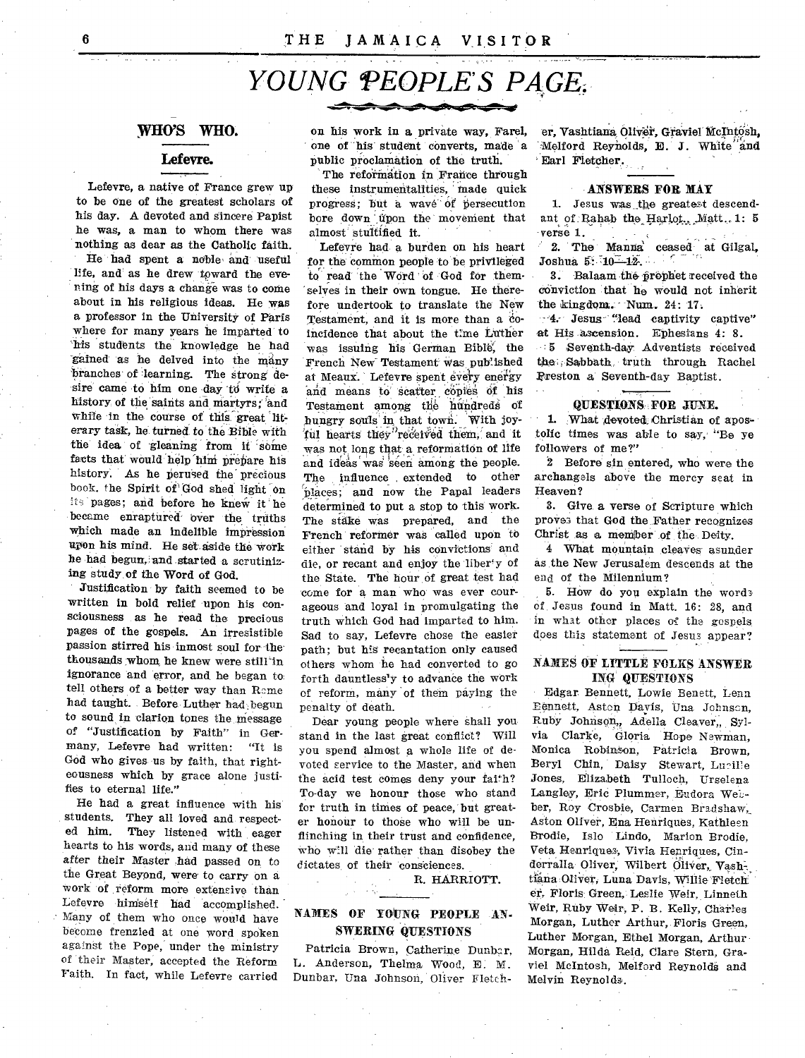# YOUNG PEOPLE'S PAGE.

## WHO'S WHO.

### Lefevre.

Lefevre, a native of France grew up to be one of the greatest scholars of his day. A devoted and sincere Papist he was, a man to whom there was nothing as dear as the Catholic faith.

He had spent a noble and useful life, and as he drew toward the evening of his days a change was to come about in his religious ideas. He was a professor in the University of Paris where for many years he imparted to his students the knowledge he had gained as he delved into the many branches of learning. The strong desire came to him one day to write a history of the saints and martyrs; and while in the course of this great literary task, he turned to the Bible with the idea of gleaning from it some facts that would help him prepare his history. As he perused the precious book, the Spirit of God shed light on its pages; and before he knew it he became enraptured over the truths which made an indelible impression upon his mind. He set aside the work he had begun, and started a scrutinizing study of the Word of God.

Justification by faith seemed to be written in bold relief upon his consciousness as he read the precious pages of the gospels. An irresistible passion stirred his inmost soul for the thousands whom he knew were still in ignorance and error, and he began to tell others of a better way than Rome had taught. Before Luther had begun to sound in clarion tones the message of "Justification by Faith" in Germany, Lefevre had written: "It is God who gives us by faith, that righteousness which by grace alone justifies to eternal life."

He had a great influence with his students. They all loved and respected him. They listened with eager hearts to his words, and many of these after their Master had passed on to the Great Beyond, were to carry on a work of reform more extensive than Lefevre himself had accomplished. Many of them who once would have become frenzied at one word spoken against the Pope, under the ministry of their Master, accepted the Reform Faith. In fact, while Lefevre carried on his work in a private way, Farel, one of his student converts, made a public proclamation of the truth.

The reformation in France through these instrumentalities, made quick progress; but a wave of persecution bore down upon the movement that almost stultified it.

Lefevre had a burden on his heart for the common people to be privileged to read the Word of God for themselves in their own tongue. He therefore undertook to translate the New Testament, and it is more than a coincidence that about the time Luther was issuing his German Bible, the French New Testament was published at Meaux. Lefevre spent every energy and means to scatter copies of his Testament among the hundreds of hungry souls in that town. With joyful hearts they received them, and it was not long that a reformation of life and ideas was seen among the people. The influence extended to other places; and now the Papal leaders determined to put a stop to this work. The stake was prepared, and the French reformer was called upon to either stand by his convictions and die, or recant and enjoy the liberty of the State. The hour of great test had come for a man who was ever courageous and loyal in promulgating the truth which God had imparted to him. Sad to say, Lefevre chose the easier path; but his recantation only caused others whom he had converted to go forth dauntlessly to advance the work of reform, many of them paying the penalty of death.

Dear young people where shall you stand in the last great conflict? Will you spend almost a whole life of devoted service to the Master, and when the acid test comes deny your faith? To-day we honour those who stand for truth in times of peace, but greater honour to those who will be unflinching in their trust and confidence, who will die rather than disobey the dictates of their consciences.

R. HARRIOTT.

## NAMES OF YOUNG PEOPLE ANSWERING QUESTIONS

Patricia Brown, Catherine Dunbar, L. Anderson, Thelma Wood, E. M. Dunbar, Una Johnson, Oliver Fletcher, Vashtiana Oliver, Graviel McIntosh, Melford Reynolds, E. J. White and Earl Fletcher.

## ANSWERS FOR MAY

1. Jesus was the greatest descendant of Rahab the Harlot. Matt. 1: 5 verse 1.
2. The Manna ceased at Gilgal, Joshua 5: 10—12.
3. Balaam the prophet received the conviction that he would not inherit the kingdom. Num. 24: 17.
4. Jesus "lead captivity captive" at His ascension. Ephesians 4: 8.
5. Seventh-day Adventists received the Sabbath truth through Rachel Preston a Seventh-day Baptist.

## QUESTIONS FOR JUNE.

1. What devoted Christian of apostolic times was able to say, "Be ye followers of me?"
2. Before sin entered, who were the archangels above the mercy seat in Heaven?
3. Give a verse of Scripture which proves that God the Father recognizes Christ as a member of the Deity.
4. What mountain cleaves asunder as the New Jerusalem descends at the end of the Millennium?
5. How do you explain the words of Jesus found in Matt. 16: 28, and in what other places of the gospels does this statement of Jesus appear?

## NAMES OF LITTLE FOLKS ANSWERING QUESTIONS

Edgar Bennett, Lowie Benett, Lenn Bennett, Aston Davis, Una Johnson, Ruby Johnson, Adella Cleaver, Sylvia Clarke, Gloria Hope Newman, Monica Robinson, Patricia Brown, Beryl Chin, Daisy Stewart, Lucille Jones, Elizabeth Tulloch, Urselena Langley, Eric Plummer, Eudora Webber, Roy Crosbie, Carmen Bradshaw, Aston Oliver, Ena Henriques, Kathleen Brodie, Islo Lindo, Marion Brodie, Veta Henriques, Vivia Henriques, Cinderralla Oliver, Wilbert Oliver, Vashtiana Oliver, Luna Davis, Willie Fletcher, Floris Green, Leslie Weir, Linneth Weir, Ruby Weir, P. B. Kelly, Charles Morgan, Luther Arthur, Floris Green, Luther Morgan, Ethel Morgan, Arthur Morgan, Hilda Reid, Clare Stern, Graviel McIntosh, Melford Reynolds and Melvin Reynolds.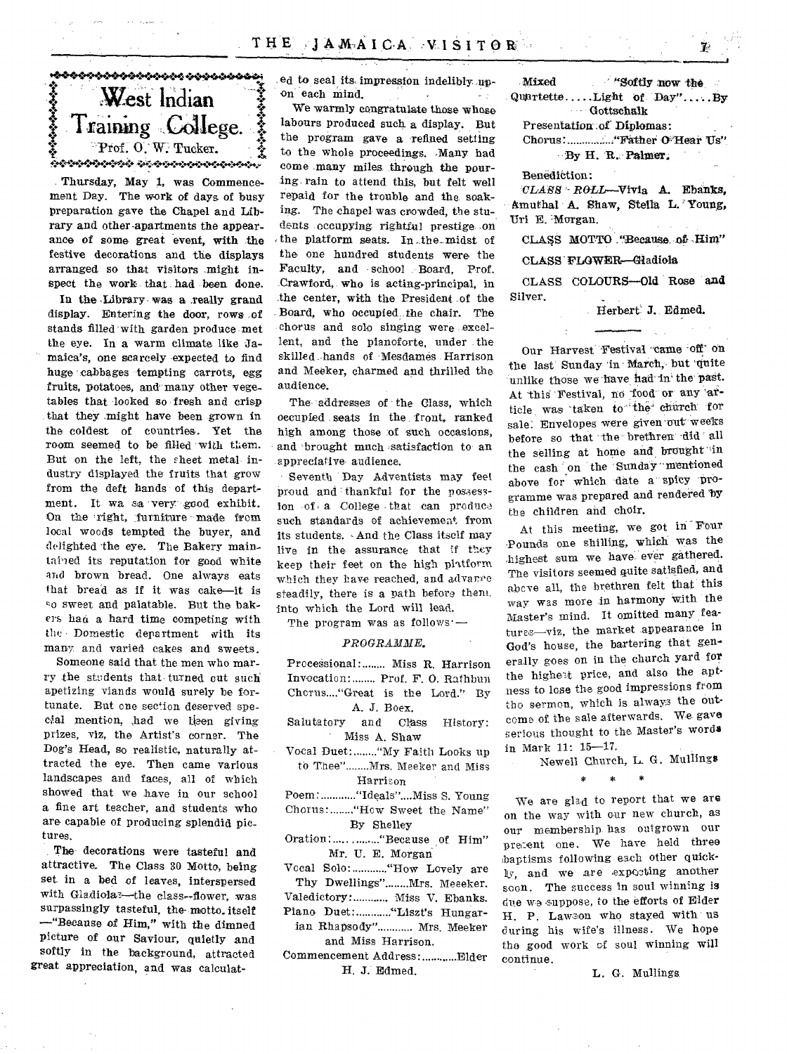## West Indian Training College.

Prof. O. W. Tucker.

Thursday, May 1, was Commencement Day. The work of days of busy preparation gave the Chapel and Library and other apartments the appearance of some great event, with the festive decorations and the displays arranged so that visitors might inspect the work that had been done.

In the Library was a really grand display. Entering the door, rows of stands filled with garden produce met the eye. In a warm climate like Jamaica's, one scarcely expected to find huge cabbages tempting carrots, egg fruits, potatoes, and many other vegetables that looked so fresh and crisp that they might have been grown in the coldest of countries. Yet the room seemed to be filled with them. But on the left, the sheet metal industry displayed the fruits that grow from the deft hands of this department. It was a very good exhibit. On the right, furniture made from local woods tempted the buyer, and delighted the eye. The Bakery maintained its reputation for good white and brown bread. One always eats that bread as if it was cake—it is so sweet and palatable. But the bakers had a hard time competing with the Domestic department with its many and varied cakes and sweets.

Someone said that the men who marry the students that turned out such apetizing viands would surely be fortunate. But one section deserved special mention, had we been giving prizes, viz, the Artist's corner. The Dog's Head, so realistic, naturally attracted the eye. Then came various landscapes and faces, all of which showed that we have in our school a fine art teacher, and students who are capable of producing splendid pictures.

The decorations were tasteful and attractive. The Class 30 Motto, being set in a bed of leaves, interspersed with Gladiolas—the class-flower, was surpassingly tasteful, the motto itself —"Because of Him," with the dimned picture of our Saviour, quietly and softly in the background, attracted great appreciation, and was calculated to seal its impression indelibly upon each mind.

We warmly congratulate those whose labours produced such a display. But the program gave a refined setting to the whole proceedings. Many had come many miles through the pouring rain to attend this, but felt well repaid for the trouble and the soaking. The chapel was crowded, the students occupying rightful prestige on the platform seats. In the midst of the one hundred students were the Faculty, and school Board, Prof. Crawford, who is acting-principal, in the center, with the President of the Board, who occupied the chair. The chorus and solo singing were excellent, and the pianoforte, under the skilled hands of Mesdames Harrison and Meeker, charmed and thrilled the audience.

The addresses of the Class, which occupied seats in the front, ranked high among those of such occasions, and brought much satisfaction to an appreciative audience.

Seventh Day Adventists may feel proud and thankful for the possession of a College that can produce such standards of achievement from its students. And the Class itself may live in the assurance that if they keep their feet on the high platform which they have reached, and advance steadily, there is a path before them, into which the Lord will lead.

The program was as follows:—

*PROGRAMME.*

Processional:........ Miss R. Harrison
Invocation:........ Prof. F. O. Rathbun
Chorus...."Great is the Lord." By A. J. Boex.
Salutatory and Class History: Miss A. Shaw
Vocal Duet:........"My Faith Looks up to Thee"........Mrs. Meeker and Miss Harrison
Poem:............"Ideals"....Miss S. Young
Chorus:........"How Sweet the Name" By Shelley
Oration:.............."Because of Him" Mr. U. E. Morgan
Vocal Solo:............"How Lovely are Thy Dwellings"........Mrs. Meeeker.
Valedictory:............ Miss V. Ebanks.
Piano Duet:............"Liszt's Hungarian Rhapsody"............ Mrs. Meeker and Miss Harrison.
Commencement Address:............Elder H. J. Edmed.
Mixed "Softly now the Quartette.....Light of Day".....By Gottschalk
Presentation of Diplomas:
Chorus:................"Father O Hear Us" By H. R. Palmer.
Benediction:

*CLASS ROLL*—Vivia A. Ebanks, Amuthal A. Shaw, Stella L. Young, Uri E. Morgan.

CLASS MOTTO "Because of Him"

CLASS FLOWER—Gladiola

CLASS COLOURS—Old Rose and Silver.

Herbert J. Edmed.

---

Our Harvest Festival came off on the last Sunday in March, but quite unlike those we have had in the past. At this Festival, no food or any article was taken to the church for sale. Envelopes were given out weeks before so that the brethren did all the selling at home and brought in the cash on the Sunday mentioned above for which date a spicy programme was prepared and rendered by the children and choir.

At this meeting, we got in Four Pounds one shilling, which was the highest sum we have ever gathered. The visitors seemed quite satisfied, and above all, the brethren felt that this way was more in harmony with the Master's mind. It omitted many features—viz, the market appearance in God's house, the bartering that generally goes on in the church yard for the highest price, and also the aptness to lose the good impressions from the sermon, which is always the outcome of the sale afterwards. We gave serious thought to the Master's words in Mark 11: 15—17.

Newell Church, L. G. Mullings

\* \* \*

We are glad to report that we are on the way with our new church, as our membership has outgrown our present one. We have held three baptisms following each other quickly, and we are expecting another soon. The success in soul winning is due we suppose, to the efforts of Elder H. P. Lawson who stayed with us during his wife's illness. We hope the good work of soul winning will continue.

L. G. Mullings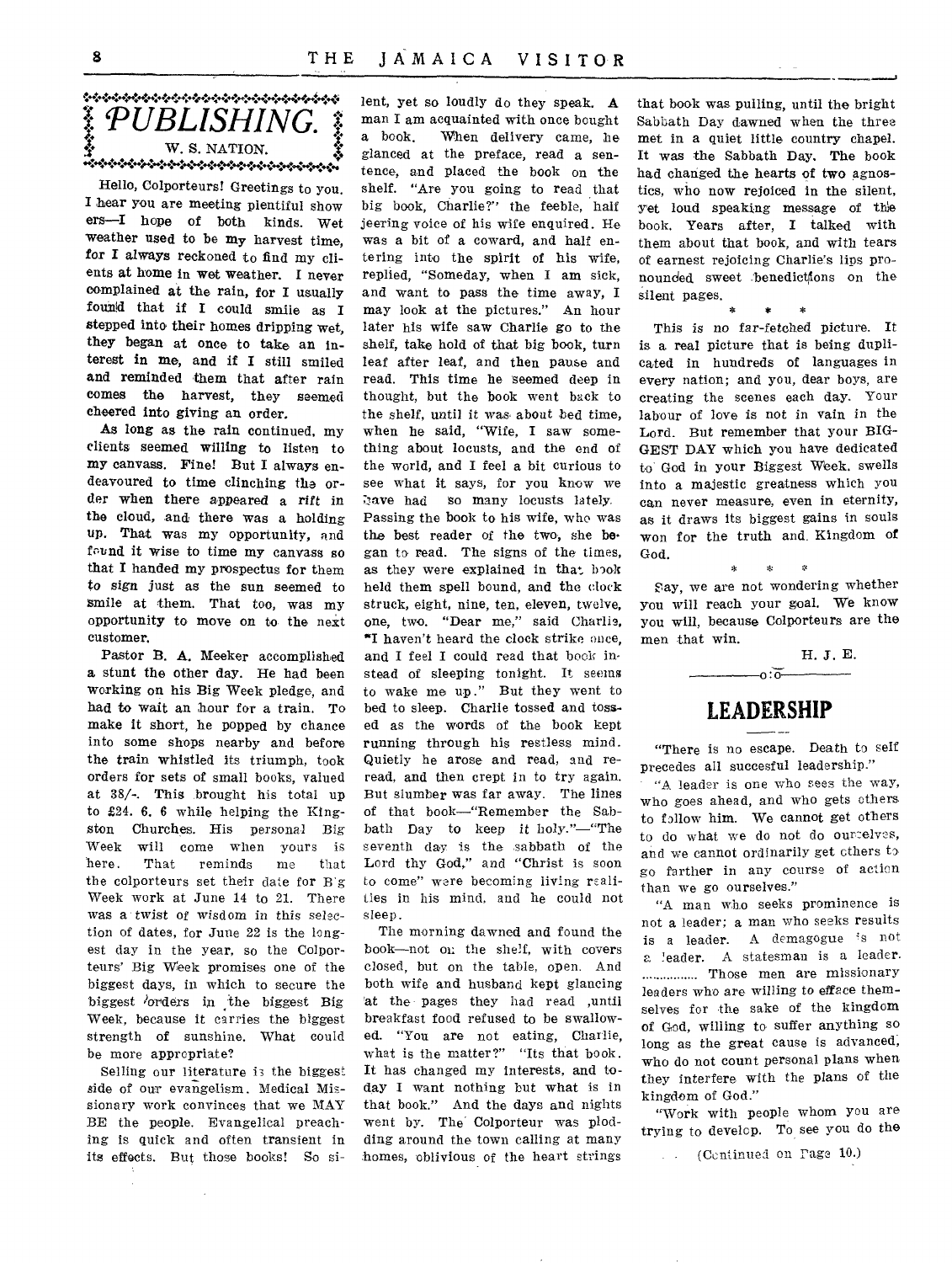## PUBLISHING.

W. S. NATION.

Hello, Colporteurs! Greetings to you. I hear you are meeting plentiful showers—I hope of both kinds. Wet weather used to be my harvest time, for I always reckoned to find my clients at home in wet weather. I never complained at the rain, for I usually found that if I could smile as I stepped into their homes dripping wet, they began at once to take an interest in me, and if I still smiled and reminded them that after rain comes the harvest, they seemed cheered into giving an order.

As long as the rain continued, my clients seemed willing to listen to my canvass. Fine! But I always endeavoured to time clinching the order when there appeared a rift in the cloud, and there was a holding up. That was my opportunity, and found it wise to time my canvass so that I handed my prospectus for them to sign just as the sun seemed to smile at them. That too, was my opportunity to move on to the next customer.

Pastor B. A. Meeker accomplished a stunt the other day. He had been working on his Big Week pledge, and had to wait an hour for a train. To make it short, he popped by chance into some shops nearby and before the train whistled its triumph, took orders for sets of small books, valued at 38/-. This brought his total up to £24. 6. 6 while helping the Kingston Churches. His personal Big Week will come when yours is here. That reminds me that the colporteurs set their date for Big Week work at June 14 to 21. There was a twist of wisdom in this selection of dates, for June 22 is the longest day in the year, so the Colporteurs' Big Week promises one of the biggest days, in which to secure the biggest orders in the biggest Big Week, because it carries the biggest strength of sunshine. What could be more appropriate?

Selling our literature is the biggest side of our evangelism. Medical Missionary work convinces that we MAY BE the people. Evangelical preaching is quick and often transient in its effects. But those books! So silent, yet so loudly do they speak. A man I am acquainted with once bought a book. When delivery came, he glanced at the preface, read a sentence, and placed the book on the shelf. "Are you going to read that big book, Charlie?" the feeble, half jeering voice of his wife enquired. He was a bit of a coward, and half entering into the spirit of his wife, replied, "Someday, when I am sick, and want to pass the time away, I may look at the pictures." An hour later his wife saw Charlie go to the shelf, take hold of that big book, turn leaf after leaf, and then pause and read. This time he seemed deep in thought, but the book went back to the shelf, until it was about bed time, when he said, "Wife, I saw something about locusts, and the end of the world, and I feel a bit curious to see what it says, for you know we have had so many locusts lately. Passing the book to his wife, who was the best reader of the two, she began to read. The signs of the times, as they were explained in that book held them spell bound, and the clock struck, eight, nine, ten, eleven, twelve, one, two. "Dear me," said Charlie, "I haven't heard the clock strike once, and I feel I could read that book instead of sleeping tonight. It seems to wake me up." But they went to bed to sleep. Charlie tossed and tossed as the words of the book kept running through his restless mind. Quietly he arose and read, and reread, and then crept in to try again. But slumber was far away. The lines of that book—"Remember the Sabbath Day to keep it holy."—"The seventh day is the sabbath of the Lord thy God," and "Christ is soon to come" were becoming living realities in his mind, and he could not sleep.

The morning dawned and found the book—not on the shelf, with covers closed, but on the table, open. And both wife and husband kept glancing at the pages they had read ,until breakfast food refused to be swallowed. "You are not eating, Charlie, what is the matter?" "Its that book. It has changed my interests, and today I want nothing but what is in that book." And the days and nights went by. The Colporteur was plodding around the town calling at many homes, oblivious of the heart strings that book was pulling, until the bright Sabbath Day dawned when the three met in a quiet little country chapel. It was the Sabbath Day. The book had changed the hearts of two agnostics, who now rejoiced in the silent, yet loud speaking message of the book. Years after, I talked with them about that book, and with tears of earnest rejoicing Charlie's lips pronounded sweet benedictions on the silent pages.

\* \* \*

This is no far-fetched picture. It is a real picture that is being duplicated in hundreds of languages in every nation; and you, dear boys, are creating the scenes each day. Your labour of love is not in vain in the Lord. But remember that your BIGGEST DAY which you have dedicated to God in your Biggest Week. swells into a majestic greatness which you can never measure, even in eternity, as it draws its biggest gains in souls won for the truth and Kingdom of God.

\* \* \*

Say, we are not wondering whether you will reach your goal. We know you will, because Colporteurs are the men that win.

H. J. E.

## LEADERSHIP

"There is no escape. Death to self precedes all succesful leadership."

"A leader is one who sees the way, who goes ahead, and who gets others to follow him. We cannot get others to do what we do not do ourselves, and we cannot ordinarily get others to go farther in any course of action than we go ourselves."

"A man who seeks prominence is not a leader; a man who seeks results is a leader. A demagogue is not a leader. A statesman is a leader. ............... Those men are missionary leaders who are willing to efface themselves for the sake of the kingdom of God, willing to suffer anything so long as the great cause is advanced, who do not count personal plans when they interfere with the plans of the kingdom of God."

"Work with people whom you are trying to develop. To see you do the

(Continued on Page 10.)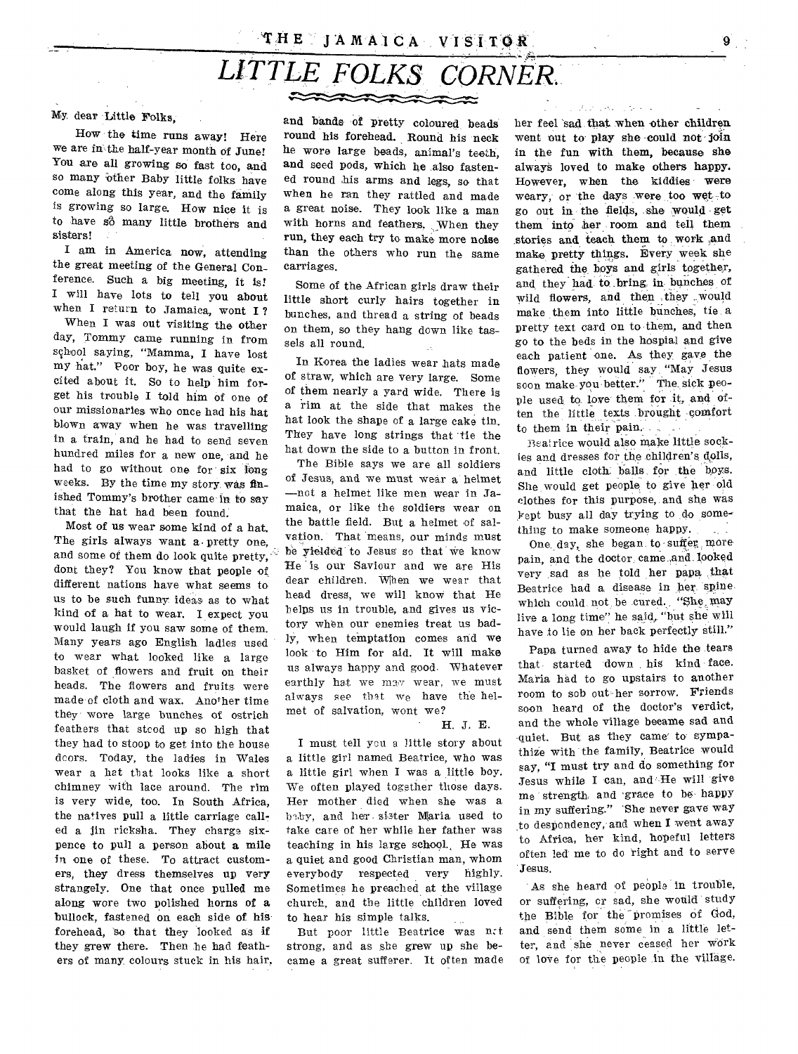# LITTLE FOLKS CORNER.

My dear Little Folks,

How the time runs away! Here we are in the half-year month of June! You are all growing so fast too, and so many other Baby little folks have come along this year, and the family is growing so large. How nice it is to have so many little brothers and sisters!

I am in America now, attending the great meeting of the General Conference. Such a big meeting, it is! I will have lots to tell you about when I return to Jamaica, wont I?

When I was out visiting the other day, Tommy came running in from school saying, "Mamma, I have lost my hat." Poor boy, he was quite excited about it. So to help him forget his trouble I told him of one of our missionaries who once had his hat blown away when he was travelling in a train, and he had to send seven hundred miles for a new one, and he had to go without one for six long weeks. By the time my story was finished Tommy's brother came in to say that the hat had been found.

Most of us wear some kind of a hat. The girls always want a pretty one, and some of them do look quite pretty, dont they? You know that people of different nations have what seems to us to be such funny ideas as to what kind of a hat to wear. I expect you would laugh if you saw some of them. Many years ago English ladies used to wear what looked like a large basket of flowers and fruit on their heads. The flowers and fruits were made of cloth and wax. Another time they wore large bunches of ostrich feathers that stood up so high that they had to stoop to get into the house doors. Today, the ladies in Wales wear a hat that looks like a short chimney with lace around. The rim is very wide, too. In South Africa, the natives pull a little carriage called a jin ricksha. They charge sixpence to pull a person about a mile in one of these. To attract customers, they dress themselves up very strangely. One that once pulled me along wore two polished horns of a bullock, fastened on each side of his forehead, so that they looked as if they grew there. Then he had feathers of many colours stuck in his hair, and bands of pretty coloured beads round his forehead. Round his neck he wore large beads, animal's teeth, and seed pods, which he also fastened round his arms and legs, so that when he ran they rattled and made a great noise. They look like a man with horns and feathers. When they run, they each try to make more noise than the others who run the same carriages.

Some of the African girls draw their little short curly hairs together in bunches, and thread a string of beads on them, so they hang down like tassels all round.

In Korea the ladies wear hats made of straw, which are very large. Some of them nearly a yard wide. There is a rim at the side that makes the hat look the shape of a large cake tin. They have long strings that tie the hat down the side to a button in front.

The Bible says we are all soldiers of Jesus, and we must wear a helmet —not a helmet like men wear in Jamaica, or like the soldiers wear on the battle field. But a helmet of salvation. That means, our minds must be yielded to Jesus so that we know He is our Saviour and we are His dear children. When we wear that head dress, we will know that He helps us in trouble, and gives us victory when our enemies treat us badly, when temptation comes and we look to Him for aid. It will make us always happy and good. Whatever earthly hat we may wear, we must always see that we have the helmet of salvation, wont we?

H. J. E.

I must tell you a little story about a little girl named Beatrice, who was a little girl when I was a little boy. We often played together those days. Her mother died when she was a baby, and her sister Maria used to take care of her while her father was teaching in his large school. He was a quiet and good Christian man, whom everybody respected very highly. Sometimes he preached at the village church, and the little children loved to hear his simple talks.

But poor little Beatrice was not strong, and as she grew up she became a great sufferer. It often made her feel sad that when other children went out to play she could not join in the fun with them, because she always loved to make others happy. However, when the kiddies were weary, or the days were too wet to go out in the fields, she would get them into her room and tell them stories and teach them to work and make pretty things. Every week she gathered the boys and girls together, and they had to bring in bunches of wild flowers, and then they would make them into little bunches, tie a pretty text card on to them, and then go to the beds in the hospital and give each patient one. As they gave the flowers, they would say "May Jesus soon make you better." The sick people used to love them for it, and often the little texts brought comfort to them in their pain.

Beatrice would also make little sockies and dresses for the children's dolls, and little cloth balls for the boys. She would get people to give her old clothes for this purpose, and she was kept busy all day trying to do something to make someone happy.

One day, she began to suffer more pain, and the doctor came and looked very sad as he told her papa that Beatrice had a disease in her spine which could not be cured. "She may live a long time" he said, "but she will have to lie on her back perfectly still."

Papa turned away to hide the tears that started down his kind face. Maria had to go upstairs to another room to sob out her sorrow. Friends soon heard of the doctor's verdict, and the whole village became sad and quiet. But as they came to sympathize with the family, Beatrice would say, "I must try and do something for Jesus while I can, and He will give me strength and grace to be happy in my suffering." She never gave way to despondency, and when I went away to Africa, her kind, hopeful letters often led me to do right and to serve Jesus.

As she heard of people in trouble, or suffering, or sad, she would study the Bible for the promises of God, and send them some in a little letter, and she never ceased her work of love for the people in the village.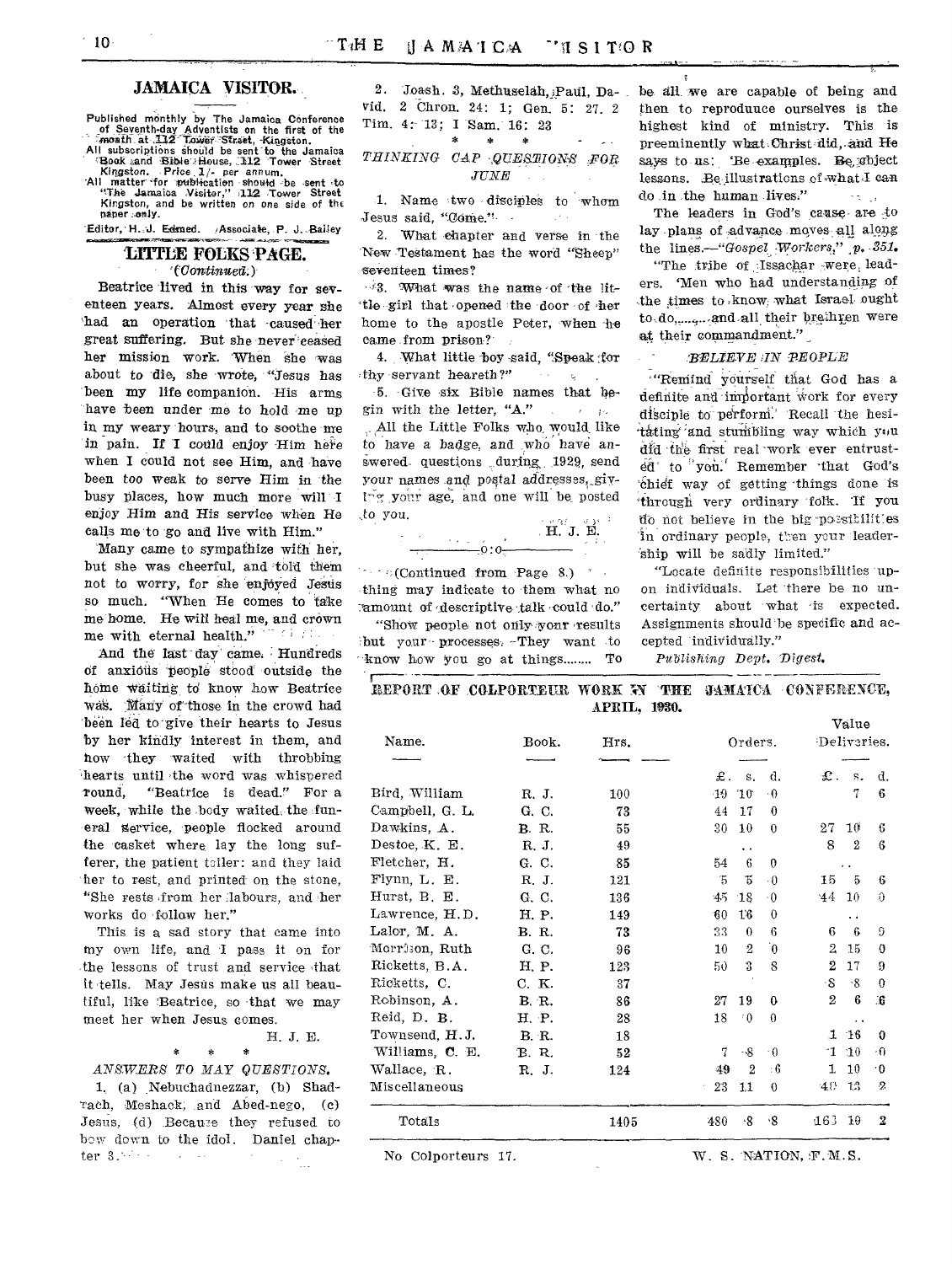## JAMAICA VISITOR.

Published monthly by The Jamaica Conference of Seventh-day Adventists on the first of the month at 112 Tower Street, Kingston.
All subscriptions should be sent to the Jamaica Book and Bible House, 112 Tower Street Kingston. Price 1/- per annum.
All matter for publication should be sent to "The Jamaica Visitor," 112 Tower Street Kingston, and be written on one side of the paper only.

Editor, H. J. Edmed. Associate, P. J. Bailey

## LITTLE FOLKS PAGE.

*(Continued.)*

Beatrice lived in this way for seventeen years. Almost every year she had an operation that caused her great suffering. But she never ceased her mission work. When she was about to die, she wrote, "Jesus has been my life companion. His arms have been under me to hold me up in my weary hours, and to soothe me in pain. If I could enjoy Him here when I could not see Him, and have been too weak to serve Him in the busy places, how much more will I enjoy Him and His service when He calls me to go and live with Him."

Many came to sympathize with her, but she was cheerful, and told them not to worry, for she enjoyed Jesus so much. "When He comes to take me home. He will heal me, and crown me with eternal health."

And the last day came. Hundreds of anxious people stood outside the home waiting to know how Beatrice was. Many of those in the crowd had been led to give their hearts to Jesus by her kindly interest in them, and how they waited with throbbing hearts until the word was whispered round, "Beatrice is dead." For a week, while the body waited the funeral service, people flocked around the casket where lay the long sufferer, the patient toiler: and they laid her to rest, and printed on the stone, "She rests from her labours, and her works do follow her."

This is a sad story that came into my own life, and I pass it on for the lessons of trust and service that it tells. May Jesus make us all beautiful, like Beatrice, so that we may meet her when Jesus comes.

H. J. E.

\* \* \*

### *ANSWERS TO MAY QUESTIONS.*

1. (a) Nebuchadnezzar, (b) Shadrach, Meshack, and Abed-nego, (c) Jesus, (d) Because they refused to bow down to the idol. Daniel chapter 3.

2. Joash. 3, Methuselah, Paul, David. 2 Chron. 24: 1; Gen. 5: 27. 2 Tim. 4: 13; I Sam. 16: 23

\* \* \*

### *THINKING CAP QUESTIONS FOR JUNE*

1. Name two disciples to whom Jesus said, "Come."

2. What chapter and verse in the New Testament has the word "Sheep" seventeen times?

3. What was the name of the little girl that opened the door of her home to the apostle Peter, when he came from prison?

4. What little boy said, "Speak for thy servant heareth?"

5. Give six Bible names that begin with the letter, "A."

All the Little Folks who would like to have a badge, and who have answered questions during 1929, send your names and postal addresses, giving your age, and one will be posted to you.

H. J. E.

—0:0—

(Continued from Page 8.) thing may indicate to them what no amount of descriptive talk could do."

"Show people not only your results but your processes. They want to know how you go at things........ To be all we are capable of being and then to reproduce ourselves is the highest kind of ministry. This is preeminently what Christ did, and He says to us: 'Be examples. Be object lessons. Be illustrations of what I can do in the human lives."

The leaders in God's cause are to lay plans of advance moves all along the lines.—*"Gospel Workers," p. 351.*

"The tribe of Issachar were leaders. 'Men who had understanding of the times to know what Israel ought to do,....... and all their brethren were at their commandment."

### *BELIEVE IN PEOPLE*

"Remind yourself that God has a definite and important work for every disciple to perform. Recall the hesitating and stumbling way which you did the first real work ever entrusted to you. Remember that God's chief way of getting things done is through very ordinary folk. If you do not believe in the big possibilities in ordinary people, then your leadership will be sadly limited."

"Locate definite responsibilities upon individuals. Let there be no uncertainty about what is expected. Assignments should be specific and accepted individually."

*Publishing Dept. Digest.*

## REPORT OF COLPORTEUR WORK IN THE JAMAICA CONFERENCE, APRIL, 1930.

| Name. | Book. | Hrs. | Orders. £. s. d. | Value Deliveries. £. s. d. |
|---|---|---|---|---|
| Bird, William | R. J. | 100 | 19 10 0 | 7 6 |
| Campbell, G. L. | G. C. | 73 | 44 17 0 | |
| Dawkins, A. | B. R. | 55 | 30 10 0 | 27 10 6 |
| Destoe, K. E. | R. J. | 49 | .. | 8 2 6 |
| Fletcher, H. | G. C. | 85 | 54 6 0 | .. |
| Flynn, L. E. | R. J. | 121 | 5 5 0 | 15 5 6 |
| Hurst, B. E. | G. C. | 136 | 45 18 0 | 44 10 0 |
| Lawrence, H. D. | H. P. | 149 | 60 16 0 | .. |
| Lalor, M. A. | B. R. | 73 | 33 0 6 | 6 6 9 |
| Morrison, Ruth | G. C. | 96 | 10 2 0 | 2 15 0 |
| Ricketts, B. A. | H. P. | 123 | 50 3 8 | 2 17 9 |
| Ricketts, C. | C. K. | 37 | | 8 8 0 |
| Robinson, A. | B. R. | 86 | 27 19 0 | 2 6 6 |
| Reid, D. B. | H. P. | 28 | 18 0 0 | .. |
| Townsend, H. J. | B. R. | 18 | | 1 16 0 |
| Williams, C. E. | B. R. | 52 | 7 8 0 | 1 10 0 |
| Wallace, R. | R. J. | 124 | 49 2 6 | 1 10 0 |
| Miscellaneous | | | 23 11 0 | 40 13 2 |
| Totals | | 1405 | 480 8 8 | 163 19 2 |

No Colporteurs 17. W. S. NATION, F. M. S.